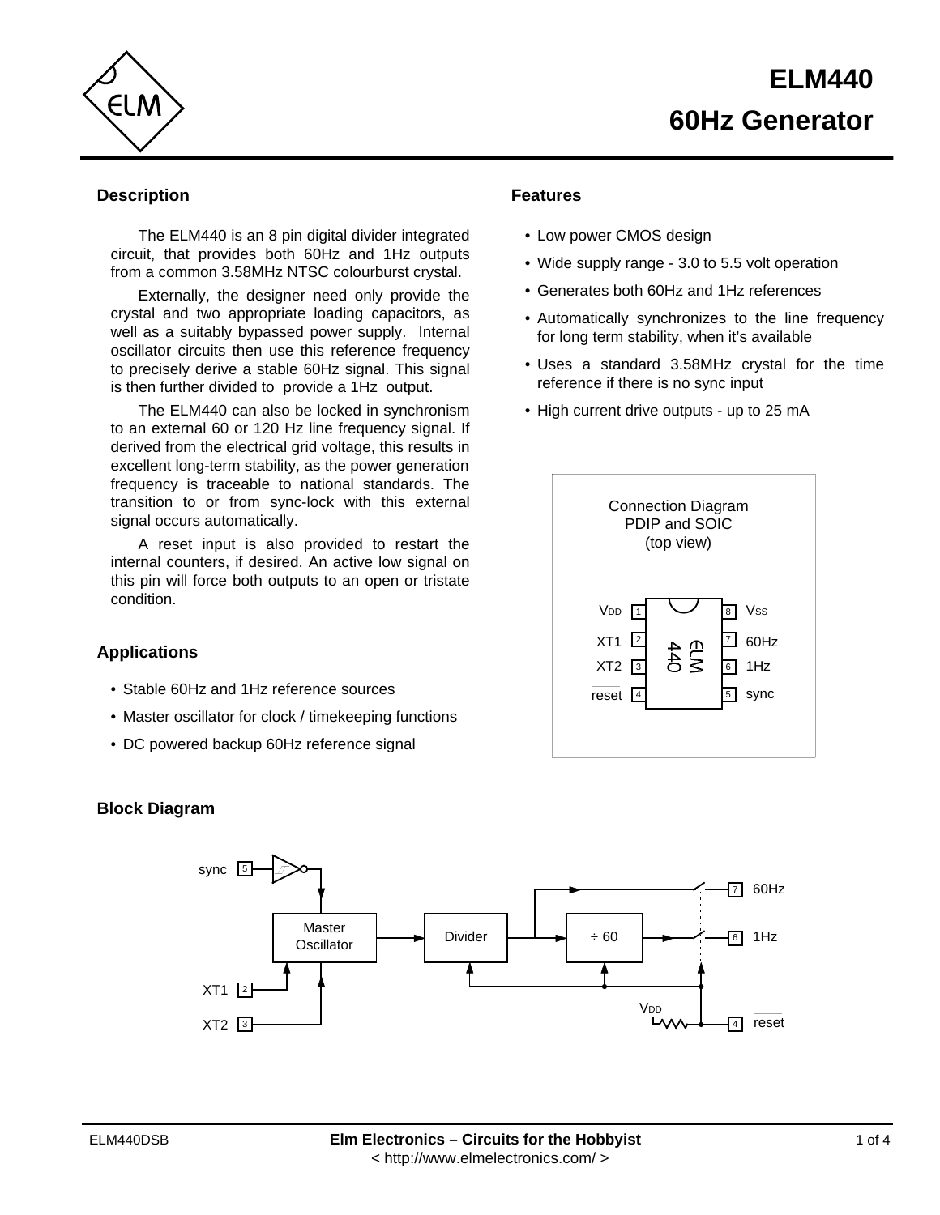# ELM440

# 60Hz Generator

## Description

The ELM440 is an 8 pin digital divider integrated circuit, that provides both 60Hz and 1Hz outputs from a common 3.58MHz NTSC colourburst crystal.

Externally, the designer need only provide the crystal and two appropriate loading capacitors, as well as a suitably bypassed power supply. Internal oscillator circuits then use this reference frequency to precisely derive a stable 60Hz signal. This signal is then further divided to provide a 1Hz output.

The ELM440 can also be locked in synchronism to an external 60 or 120 Hz line frequency signal. If derived from the electrical grid voltage, this results in excellent long-term stability, as the power generation frequency is traceable to national standards. The transition to or from sync-lock with this external signal occurs automatically.

A reset input is also provided to restart the internal counters, if desired. An active low signal on this pin will force both outputs to an open or tristate condition.

## Applications

- Stable 60Hz and 1Hz reference sources
- Master oscillator for clock / timekeeping functions
- DC powered backup 60Hz reference signal

## Features

- Low power CMOS design
- Wide supply range - 3.0 to 5.5 volt operation
- Generates both 60Hz and 1Hz references
- Automatically synchronizes to the line frequency for long term stability, when it's available
- Uses a standard 3.58MHz crystal for the time reference if there is no sync input
- High current drive outputs - up to 25 mA

Connection Diagram
PDIP and SOIC
(top view)

| Pin | Name | Pin | Name |
|---|---|---|---|
| 1 | $V_{DD}$ | 8 | $V_{SS}$ |
| 2 | XT1 | 7 | 60Hz |
| 3 | XT2 | 6 | 1Hz |
| 4 | reset (active low) | 5 | sync |

## Block Diagram

sync (5), XT1 (2), XT2 (3) → Master Oscillator → Divider → ÷ 60 → 1Hz (6); Divider → 60Hz (7); reset (4, pulled up to $V_{DD}$) → Divider, ÷ 60, output switches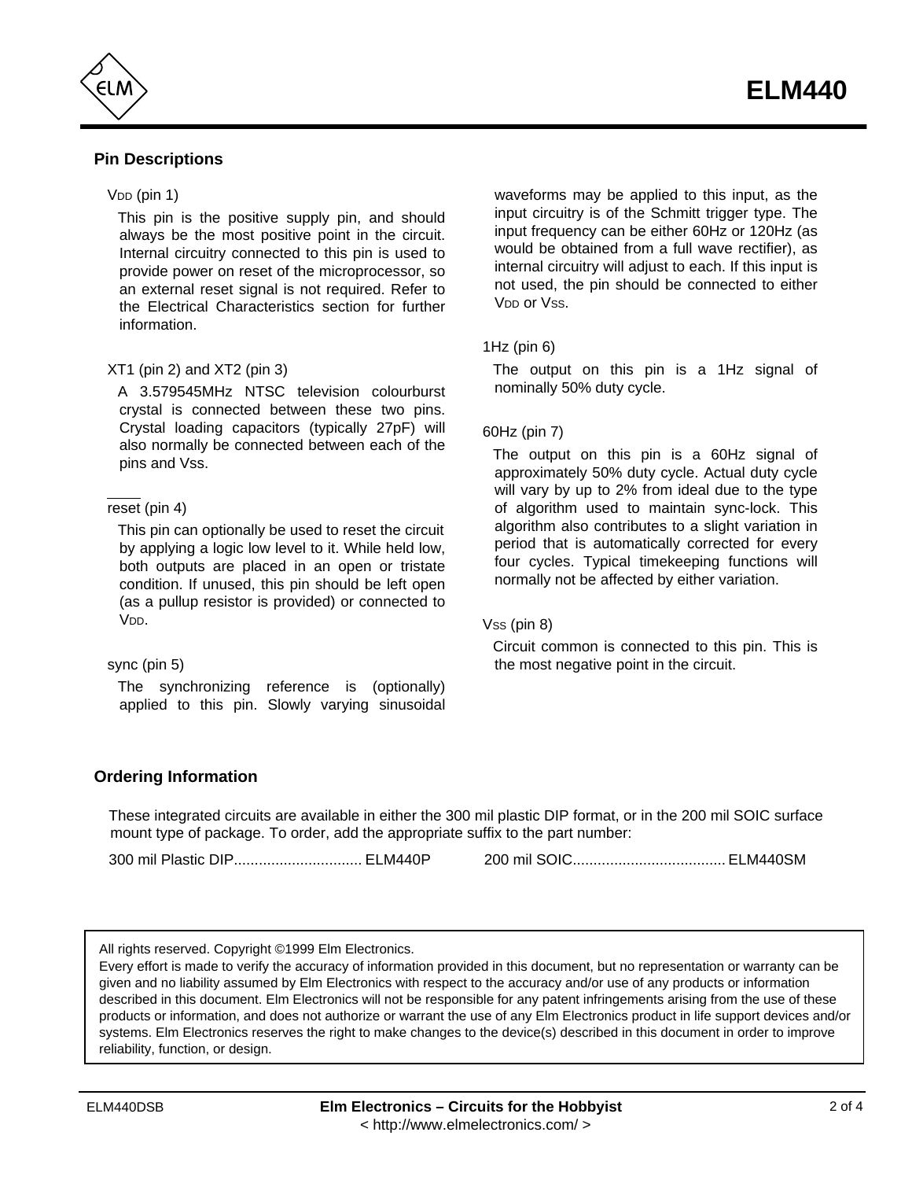## Pin Descriptions

$V_{DD}$ (pin 1)

This pin is the positive supply pin, and should always be the most positive point in the circuit. Internal circuitry connected to this pin is used to provide power on reset of the microprocessor, so an external reset signal is not required. Refer to the Electrical Characteristics section for further information.

XT1 (pin 2) and XT2 (pin 3)

A 3.579545MHz NTSC television colourburst crystal is connected between these two pins. Crystal loading capacitors (typically 27pF) will also normally be connected between each of the pins and Vss.

$\overline{\text{reset}}$ (pin 4)

This pin can optionally be used to reset the circuit by applying a logic low level to it. While held low, both outputs are placed in an open or tristate condition. If unused, this pin should be left open (as a pullup resistor is provided) or connected to $V_{DD}$.

sync (pin 5)

The synchronizing reference is (optionally) applied to this pin. Slowly varying sinusoidal waveforms may be applied to this input, as the input circuitry is of the Schmitt trigger type. The input frequency can be either 60Hz or 120Hz (as would be obtained from a full wave rectifier), as internal circuitry will adjust to each. If this input is not used, the pin should be connected to either $V_{DD}$ or $V_{SS}$.

1Hz (pin 6)

The output on this pin is a 1Hz signal of nominally 50% duty cycle.

60Hz (pin 7)

The output on this pin is a 60Hz signal of approximately 50% duty cycle. Actual duty cycle will vary by up to 2% from ideal due to the type of algorithm used to maintain sync-lock. This algorithm also contributes to a slight variation in period that is automatically corrected for every four cycles. Typical timekeeping functions will normally not be affected by either variation.

$V_{SS}$ (pin 8)

Circuit common is connected to this pin. This is the most negative point in the circuit.

## Ordering Information

These integrated circuits are available in either the 300 mil plastic DIP format, or in the 200 mil SOIC surface mount type of package. To order, add the appropriate suffix to the part number:

300 mil Plastic DIP.............................. ELM440P

200 mil SOIC.................................... ELM440SM

All rights reserved. Copyright ©1999 Elm Electronics.
Every effort is made to verify the accuracy of information provided in this document, but no representation or warranty can be given and no liability assumed by Elm Electronics with respect to the accuracy and/or use of any products or information described in this document. Elm Electronics will not be responsible for any patent infringements arising from the use of these products or information, and does not authorize or warrant the use of any Elm Electronics product in life support devices and/or systems. Elm Electronics reserves the right to make changes to the device(s) described in this document in order to improve reliability, function, or design.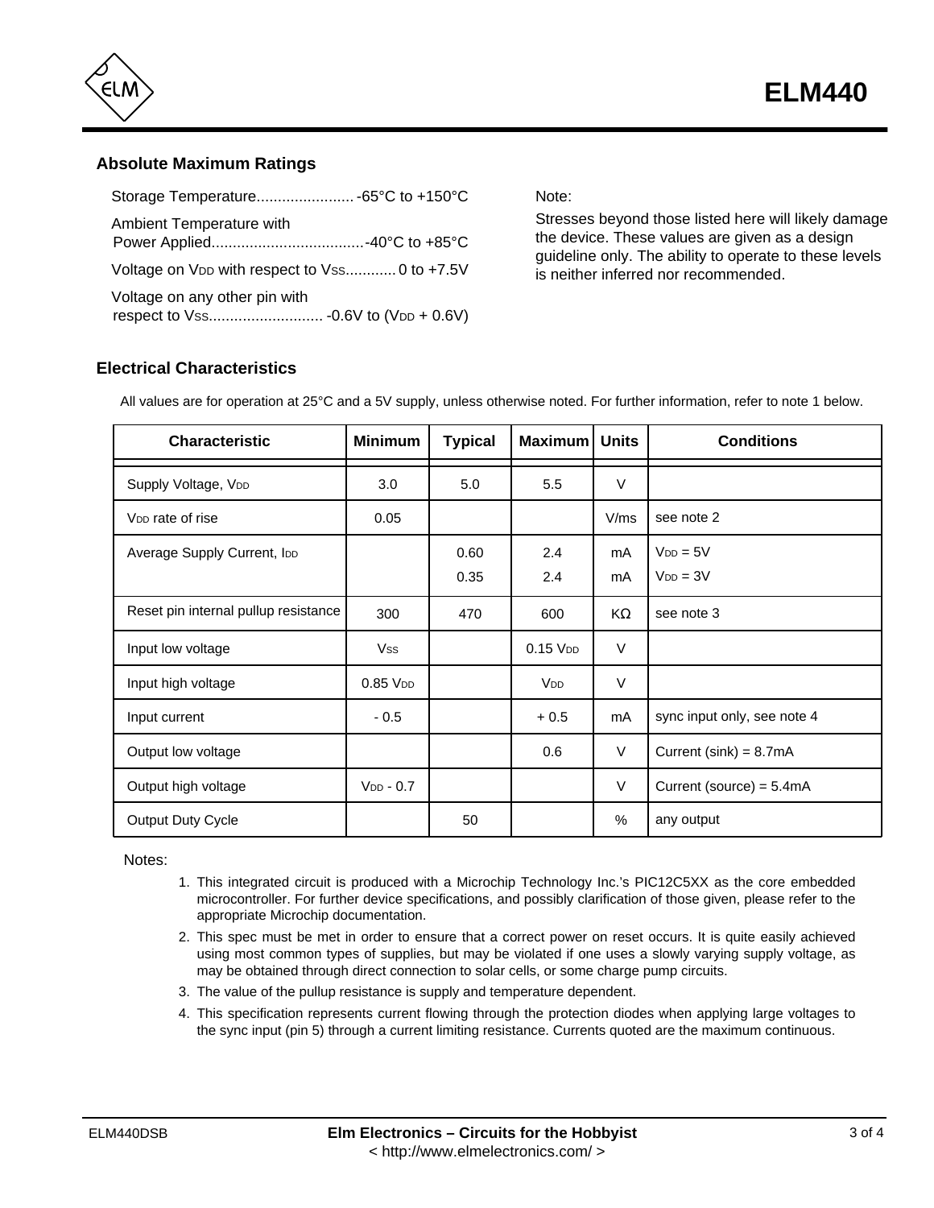## Absolute Maximum Ratings

Storage Temperature....................... -65°C to +150°C

Ambient Temperature with
Power Applied....................................-40°C to +85°C

Voltage on $V_{DD}$ with respect to $V_{SS}$............ 0 to +7.5V

Voltage on any other pin with
respect to $V_{SS}$........................... -0.6V to ($V_{DD}$ + 0.6V)

Note:

Stresses beyond those listed here will likely damage the device. These values are given as a design guideline only. The ability to operate to these levels is neither inferred nor recommended.

## Electrical Characteristics

All values are for operation at 25°C and a 5V supply, unless otherwise noted. For further information, refer to note 1 below.

| Characteristic | Minimum | Typical | Maximum | Units | Conditions |
|---|---|---|---|---|---|
| Supply Voltage, $V_{DD}$ | 3.0 | 5.0 | 5.5 | V | |
| $V_{DD}$ rate of rise | 0.05 | | | V/ms | see note 2 |
| Average Supply Current, $I_{DD}$ | | 0.60<br>0.35 | 2.4<br>2.4 | mA<br>mA | $V_{DD}$ = 5V<br>$V_{DD}$ = 3V |
| Reset pin internal pullup resistance | 300 | 470 | 600 | KΩ | see note 3 |
| Input low voltage | $V_{SS}$ | | 0.15 $V_{DD}$ | V | |
| Input high voltage | 0.85 $V_{DD}$ | | $V_{DD}$ | V | |
| Input current | - 0.5 | | + 0.5 | mA | sync input only, see note 4 |
| Output low voltage | | | 0.6 | V | Current (sink) = 8.7mA |
| Output high voltage | $V_{DD}$ - 0.7 | | | V | Current (source) = 5.4mA |
| Output Duty Cycle | | 50 | | % | any output |

Notes:

1. This integrated circuit is produced with a Microchip Technology Inc.’s PIC12C5XX as the core embedded microcontroller. For further device specifications, and possibly clarification of those given, please refer to the appropriate Microchip documentation.
2. This spec must be met in order to ensure that a correct power on reset occurs. It is quite easily achieved using most common types of supplies, but may be violated if one uses a slowly varying supply voltage, as may be obtained through direct connection to solar cells, or some charge pump circuits.
3. The value of the pullup resistance is supply and temperature dependent.
4. This specification represents current flowing through the protection diodes when applying large voltages to the sync input (pin 5) through a current limiting resistance. Currents quoted are the maximum continuous.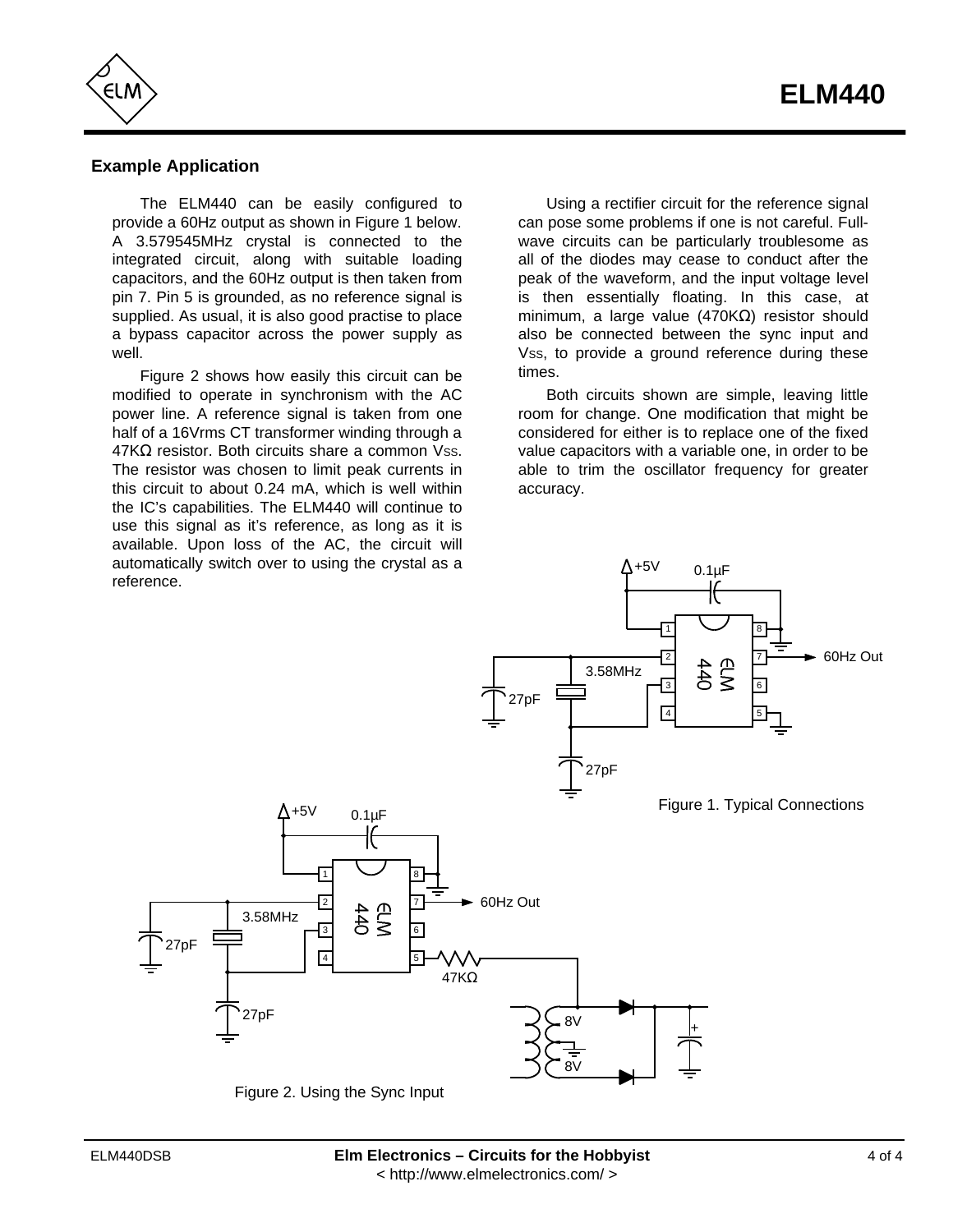## Example Application

The ELM440 can be easily configured to provide a 60Hz output as shown in Figure 1 below. A 3.579545MHz crystal is connected to the integrated circuit, along with suitable loading capacitors, and the 60Hz output is then taken from pin 7. Pin 5 is grounded, as no reference signal is supplied. As usual, it is also good practise to place a bypass capacitor across the power supply as well.

Figure 2 shows how easily this circuit can be modified to operate in synchronism with the AC power line. A reference signal is taken from one half of a 16Vrms CT transformer winding through a 47KΩ resistor. Both circuits share a common $V_{SS}$. The resistor was chosen to limit peak currents in this circuit to about 0.24 mA, which is well within the IC's capabilities. The ELM440 will continue to use this signal as it's reference, as long as it is available. Upon loss of the AC, the circuit will automatically switch over to using the crystal as a reference.

Using a rectifier circuit for the reference signal can pose some problems if one is not careful. Full-wave circuits can be particularly troublesome as all of the diodes may cease to conduct after the peak of the waveform, and the input voltage level is then essentially floating. In this case, at minimum, a large value (470KΩ) resistor should also be connected between the sync input and $V_{SS}$, to provide a ground reference during these times.

Both circuits shown are simple, leaving little room for change. One modification that might be considered for either is to replace one of the fixed value capacitors with a variable one, in order to be able to trim the oscillator frequency for greater accuracy.

+5V
0.1µF
ELM 440
1 2 3 4 5 6 7 8
60Hz Out
3.58MHz
27pF
27pF

Figure 1. Typical Connections

+5V
0.1µF
ELM 440
1 2 3 4 5 6 7 8
60Hz Out
3.58MHz
27pF
27pF
47KΩ
8V
8V
+

Figure 2. Using the Sync Input